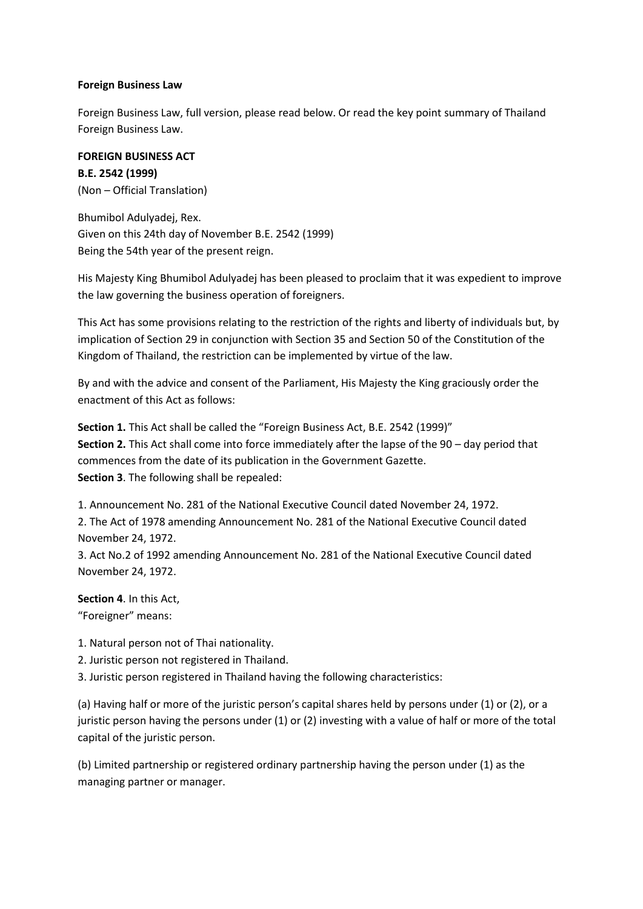**Foreign Business Law**

Foreign Business Law, full version, please read below. Or read the key point summary of Thailand Foreign Business Law.

**FOREIGN BUSINESS ACT**
**B.E. 2542 (1999)**
(Non – Official Translation)

Bhumibol Adulyadej, Rex.
Given on this 24th day of November B.E. 2542 (1999)
Being the 54th year of the present reign.

His Majesty King Bhumibol Adulyadej has been pleased to proclaim that it was expedient to improve the law governing the business operation of foreigners.

This Act has some provisions relating to the restriction of the rights and liberty of individuals but, by implication of Section 29 in conjunction with Section 35 and Section 50 of the Constitution of the Kingdom of Thailand, the restriction can be implemented by virtue of the law.

By and with the advice and consent of the Parliament, His Majesty the King graciously order the enactment of this Act as follows:

**Section 1.** This Act shall be called the "Foreign Business Act, B.E. 2542 (1999)"
**Section 2.** This Act shall come into force immediately after the lapse of the 90 – day period that commences from the date of its publication in the Government Gazette.
**Section 3**. The following shall be repealed:

1. Announcement No. 281 of the National Executive Council dated November 24, 1972.
2. The Act of 1978 amending Announcement No. 281 of the National Executive Council dated November 24, 1972.
3. Act No.2 of 1992 amending Announcement No. 281 of the National Executive Council dated November 24, 1972.

**Section 4**. In this Act,
"Foreigner" means:

1. Natural person not of Thai nationality.
2. Juristic person not registered in Thailand.
3. Juristic person registered in Thailand having the following characteristics:

(a) Having half or more of the juristic person's capital shares held by persons under (1) or (2), or a juristic person having the persons under (1) or (2) investing with a value of half or more of the total capital of the juristic person.

(b) Limited partnership or registered ordinary partnership having the person under (1) as the managing partner or manager.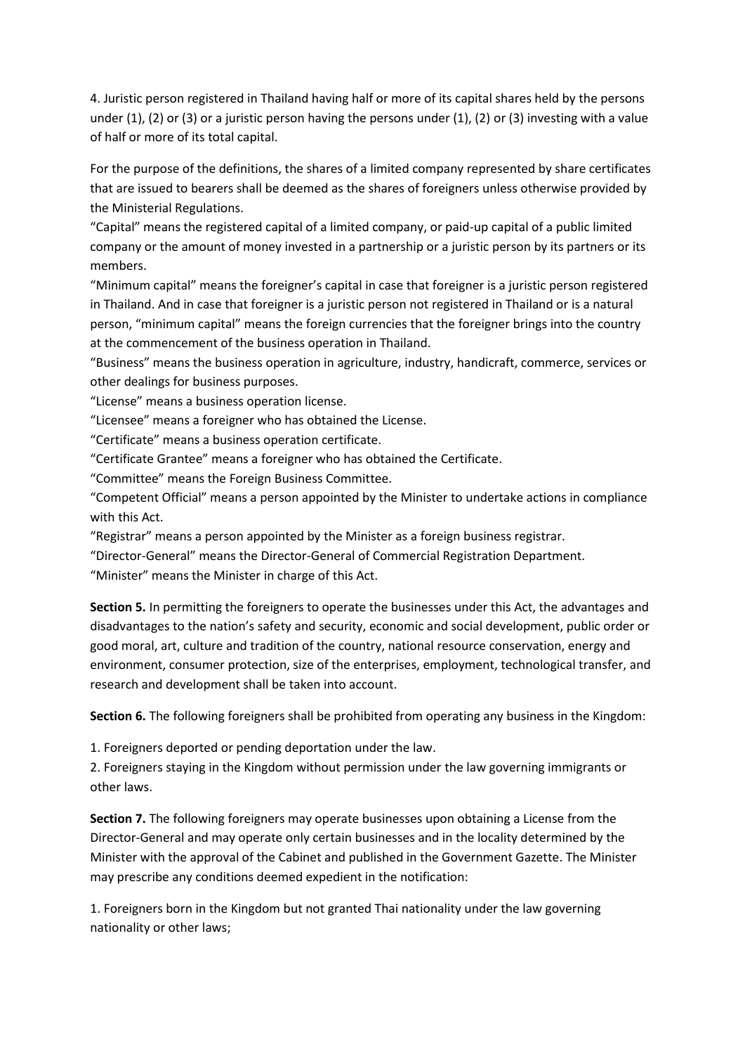4. Juristic person registered in Thailand having half or more of its capital shares held by the persons under (1), (2) or (3) or a juristic person having the persons under (1), (2) or (3) investing with a value of half or more of its total capital.

For the purpose of the definitions, the shares of a limited company represented by share certificates that are issued to bearers shall be deemed as the shares of foreigners unless otherwise provided by the Ministerial Regulations.

"Capital" means the registered capital of a limited company, or paid-up capital of a public limited company or the amount of money invested in a partnership or a juristic person by its partners or its members.

"Minimum capital" means the foreigner's capital in case that foreigner is a juristic person registered in Thailand. And in case that foreigner is a juristic person not registered in Thailand or is a natural person, "minimum capital" means the foreign currencies that the foreigner brings into the country at the commencement of the business operation in Thailand.

"Business" means the business operation in agriculture, industry, handicraft, commerce, services or other dealings for business purposes.

"License" means a business operation license.

"Licensee" means a foreigner who has obtained the License.

"Certificate" means a business operation certificate.

"Certificate Grantee" means a foreigner who has obtained the Certificate.

"Committee" means the Foreign Business Committee.

"Competent Official" means a person appointed by the Minister to undertake actions in compliance with this Act.

"Registrar" means a person appointed by the Minister as a foreign business registrar.

"Director-General" means the Director-General of Commercial Registration Department.

"Minister" means the Minister in charge of this Act.

**Section 5.** In permitting the foreigners to operate the businesses under this Act, the advantages and disadvantages to the nation's safety and security, economic and social development, public order or good moral, art, culture and tradition of the country, national resource conservation, energy and environment, consumer protection, size of the enterprises, employment, technological transfer, and research and development shall be taken into account.

**Section 6.** The following foreigners shall be prohibited from operating any business in the Kingdom:

1. Foreigners deported or pending deportation under the law.
2. Foreigners staying in the Kingdom without permission under the law governing immigrants or other laws.

**Section 7.** The following foreigners may operate businesses upon obtaining a License from the Director-General and may operate only certain businesses and in the locality determined by the Minister with the approval of the Cabinet and published in the Government Gazette. The Minister may prescribe any conditions deemed expedient in the notification:

1. Foreigners born in the Kingdom but not granted Thai nationality under the law governing nationality or other laws;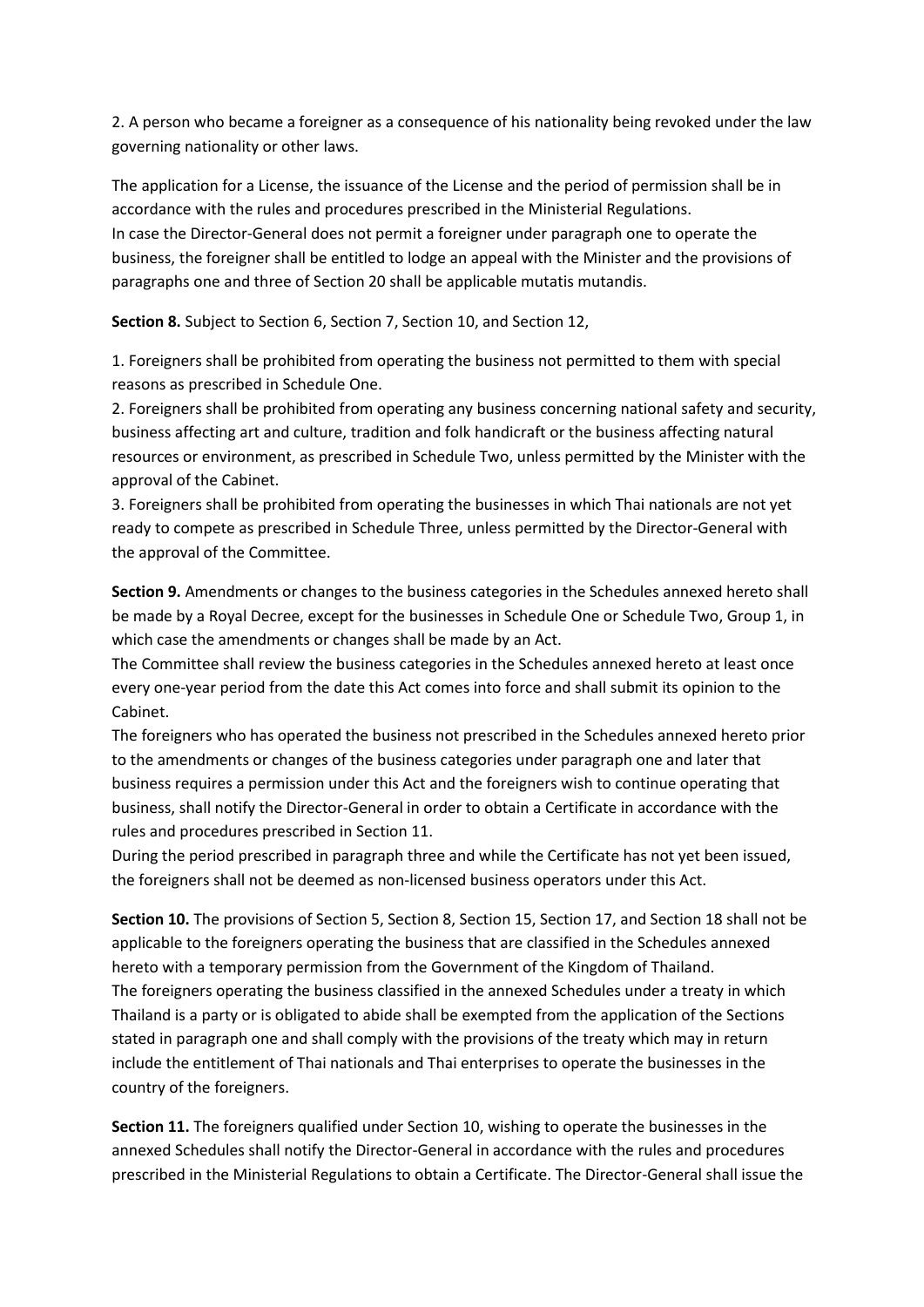2. A person who became a foreigner as a consequence of his nationality being revoked under the law governing nationality or other laws.

The application for a License, the issuance of the License and the period of permission shall be in accordance with the rules and procedures prescribed in the Ministerial Regulations.
In case the Director-General does not permit a foreigner under paragraph one to operate the business, the foreigner shall be entitled to lodge an appeal with the Minister and the provisions of paragraphs one and three of Section 20 shall be applicable mutatis mutandis.

**Section 8.** Subject to Section 6, Section 7, Section 10, and Section 12,

1. Foreigners shall be prohibited from operating the business not permitted to them with special reasons as prescribed in Schedule One.
2. Foreigners shall be prohibited from operating any business concerning national safety and security, business affecting art and culture, tradition and folk handicraft or the business affecting natural resources or environment, as prescribed in Schedule Two, unless permitted by the Minister with the approval of the Cabinet.
3. Foreigners shall be prohibited from operating the businesses in which Thai nationals are not yet ready to compete as prescribed in Schedule Three, unless permitted by the Director-General with the approval of the Committee.

**Section 9.** Amendments or changes to the business categories in the Schedules annexed hereto shall be made by a Royal Decree, except for the businesses in Schedule One or Schedule Two, Group 1, in which case the amendments or changes shall be made by an Act.
The Committee shall review the business categories in the Schedules annexed hereto at least once every one-year period from the date this Act comes into force and shall submit its opinion to the Cabinet.
The foreigners who has operated the business not prescribed in the Schedules annexed hereto prior to the amendments or changes of the business categories under paragraph one and later that business requires a permission under this Act and the foreigners wish to continue operating that business, shall notify the Director-General in order to obtain a Certificate in accordance with the rules and procedures prescribed in Section 11.
During the period prescribed in paragraph three and while the Certificate has not yet been issued, the foreigners shall not be deemed as non-licensed business operators under this Act.

**Section 10.** The provisions of Section 5, Section 8, Section 15, Section 17, and Section 18 shall not be applicable to the foreigners operating the business that are classified in the Schedules annexed hereto with a temporary permission from the Government of the Kingdom of Thailand.
The foreigners operating the business classified in the annexed Schedules under a treaty in which Thailand is a party or is obligated to abide shall be exempted from the application of the Sections stated in paragraph one and shall comply with the provisions of the treaty which may in return include the entitlement of Thai nationals and Thai enterprises to operate the businesses in the country of the foreigners.

**Section 11.** The foreigners qualified under Section 10, wishing to operate the businesses in the annexed Schedules shall notify the Director-General in accordance with the rules and procedures prescribed in the Ministerial Regulations to obtain a Certificate. The Director-General shall issue the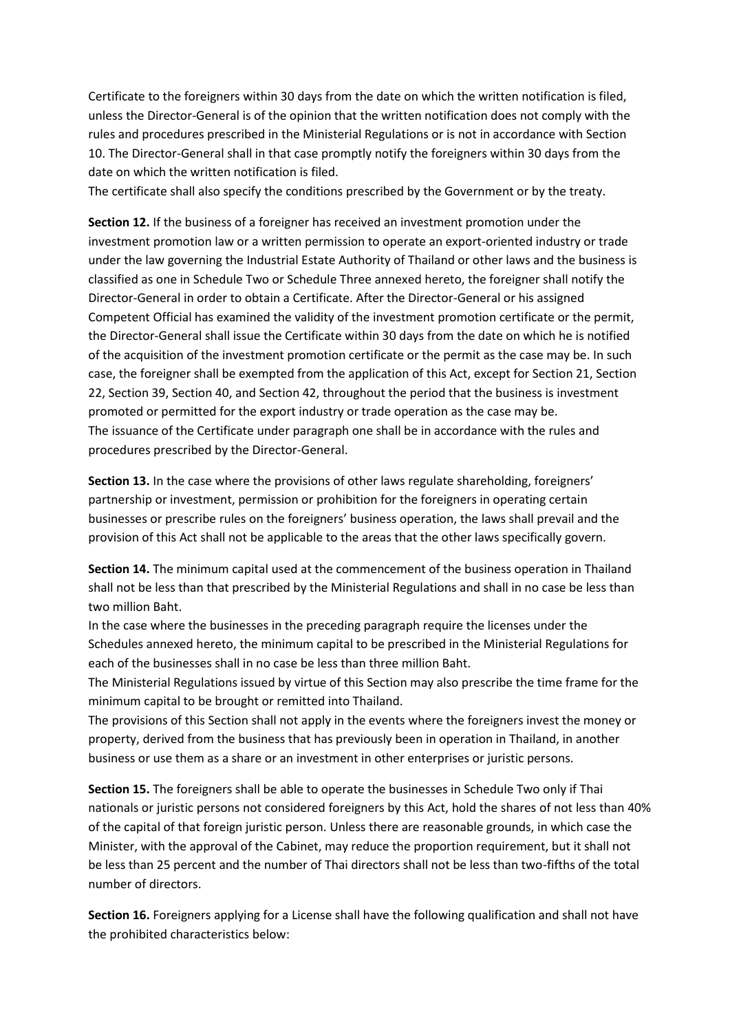Certificate to the foreigners within 30 days from the date on which the written notification is filed, unless the Director-General is of the opinion that the written notification does not comply with the rules and procedures prescribed in the Ministerial Regulations or is not in accordance with Section 10. The Director-General shall in that case promptly notify the foreigners within 30 days from the date on which the written notification is filed.
The certificate shall also specify the conditions prescribed by the Government or by the treaty.

**Section 12.** If the business of a foreigner has received an investment promotion under the investment promotion law or a written permission to operate an export-oriented industry or trade under the law governing the Industrial Estate Authority of Thailand or other laws and the business is classified as one in Schedule Two or Schedule Three annexed hereto, the foreigner shall notify the Director-General in order to obtain a Certificate. After the Director-General or his assigned Competent Official has examined the validity of the investment promotion certificate or the permit, the Director-General shall issue the Certificate within 30 days from the date on which he is notified of the acquisition of the investment promotion certificate or the permit as the case may be. In such case, the foreigner shall be exempted from the application of this Act, except for Section 21, Section 22, Section 39, Section 40, and Section 42, throughout the period that the business is investment promoted or permitted for the export industry or trade operation as the case may be.
The issuance of the Certificate under paragraph one shall be in accordance with the rules and procedures prescribed by the Director-General.

**Section 13.** In the case where the provisions of other laws regulate shareholding, foreigners' partnership or investment, permission or prohibition for the foreigners in operating certain businesses or prescribe rules on the foreigners' business operation, the laws shall prevail and the provision of this Act shall not be applicable to the areas that the other laws specifically govern.

**Section 14.** The minimum capital used at the commencement of the business operation in Thailand shall not be less than that prescribed by the Ministerial Regulations and shall in no case be less than two million Baht.
In the case where the businesses in the preceding paragraph require the licenses under the Schedules annexed hereto, the minimum capital to be prescribed in the Ministerial Regulations for each of the businesses shall in no case be less than three million Baht.
The Ministerial Regulations issued by virtue of this Section may also prescribe the time frame for the minimum capital to be brought or remitted into Thailand.
The provisions of this Section shall not apply in the events where the foreigners invest the money or property, derived from the business that has previously been in operation in Thailand, in another business or use them as a share or an investment in other enterprises or juristic persons.

**Section 15.** The foreigners shall be able to operate the businesses in Schedule Two only if Thai nationals or juristic persons not considered foreigners by this Act, hold the shares of not less than 40% of the capital of that foreign juristic person. Unless there are reasonable grounds, in which case the Minister, with the approval of the Cabinet, may reduce the proportion requirement, but it shall not be less than 25 percent and the number of Thai directors shall not be less than two-fifths of the total number of directors.

**Section 16.** Foreigners applying for a License shall have the following qualification and shall not have the prohibited characteristics below: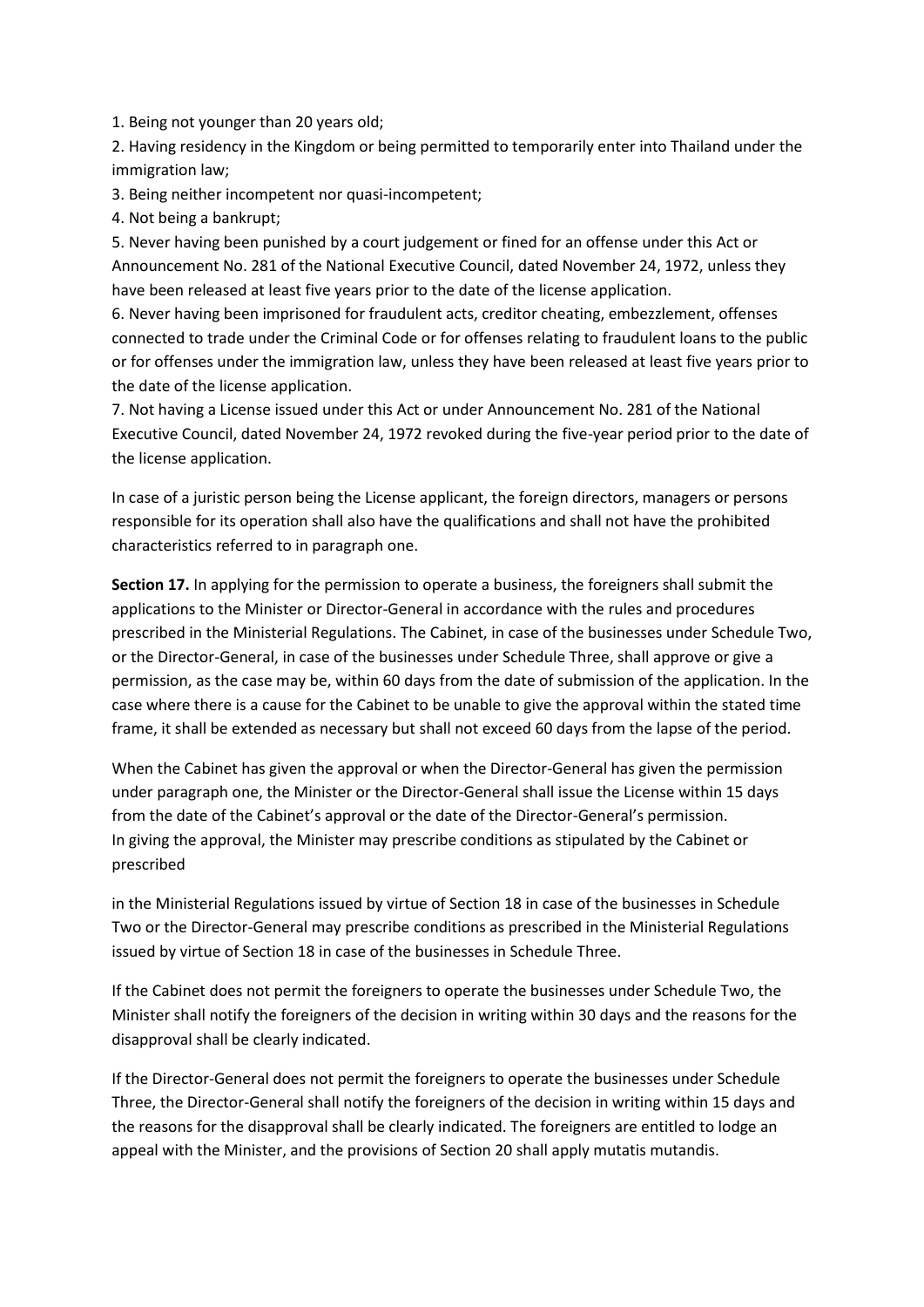1. Being not younger than 20 years old;
2. Having residency in the Kingdom or being permitted to temporarily enter into Thailand under the immigration law;
3. Being neither incompetent nor quasi-incompetent;
4. Not being a bankrupt;
5. Never having been punished by a court judgement or fined for an offense under this Act or Announcement No. 281 of the National Executive Council, dated November 24, 1972, unless they have been released at least five years prior to the date of the license application.
6. Never having been imprisoned for fraudulent acts, creditor cheating, embezzlement, offenses connected to trade under the Criminal Code or for offenses relating to fraudulent loans to the public or for offenses under the immigration law, unless they have been released at least five years prior to the date of the license application.
7. Not having a License issued under this Act or under Announcement No. 281 of the National Executive Council, dated November 24, 1972 revoked during the five-year period prior to the date of the license application.

In case of a juristic person being the License applicant, the foreign directors, managers or persons responsible for its operation shall also have the qualifications and shall not have the prohibited characteristics referred to in paragraph one.

**Section 17.** In applying for the permission to operate a business, the foreigners shall submit the applications to the Minister or Director-General in accordance with the rules and procedures prescribed in the Ministerial Regulations. The Cabinet, in case of the businesses under Schedule Two, or the Director-General, in case of the businesses under Schedule Three, shall approve or give a permission, as the case may be, within 60 days from the date of submission of the application. In the case where there is a cause for the Cabinet to be unable to give the approval within the stated time frame, it shall be extended as necessary but shall not exceed 60 days from the lapse of the period.

When the Cabinet has given the approval or when the Director-General has given the permission under paragraph one, the Minister or the Director-General shall issue the License within 15 days from the date of the Cabinet's approval or the date of the Director-General's permission. In giving the approval, the Minister may prescribe conditions as stipulated by the Cabinet or prescribed in the Ministerial Regulations issued by virtue of Section 18 in case of the businesses in Schedule Two or the Director-General may prescribe conditions as prescribed in the Ministerial Regulations issued by virtue of Section 18 in case of the businesses in Schedule Three.

If the Cabinet does not permit the foreigners to operate the businesses under Schedule Two, the Minister shall notify the foreigners of the decision in writing within 30 days and the reasons for the disapproval shall be clearly indicated.

If the Director-General does not permit the foreigners to operate the businesses under Schedule Three, the Director-General shall notify the foreigners of the decision in writing within 15 days and the reasons for the disapproval shall be clearly indicated. The foreigners are entitled to lodge an appeal with the Minister, and the provisions of Section 20 shall apply mutatis mutandis.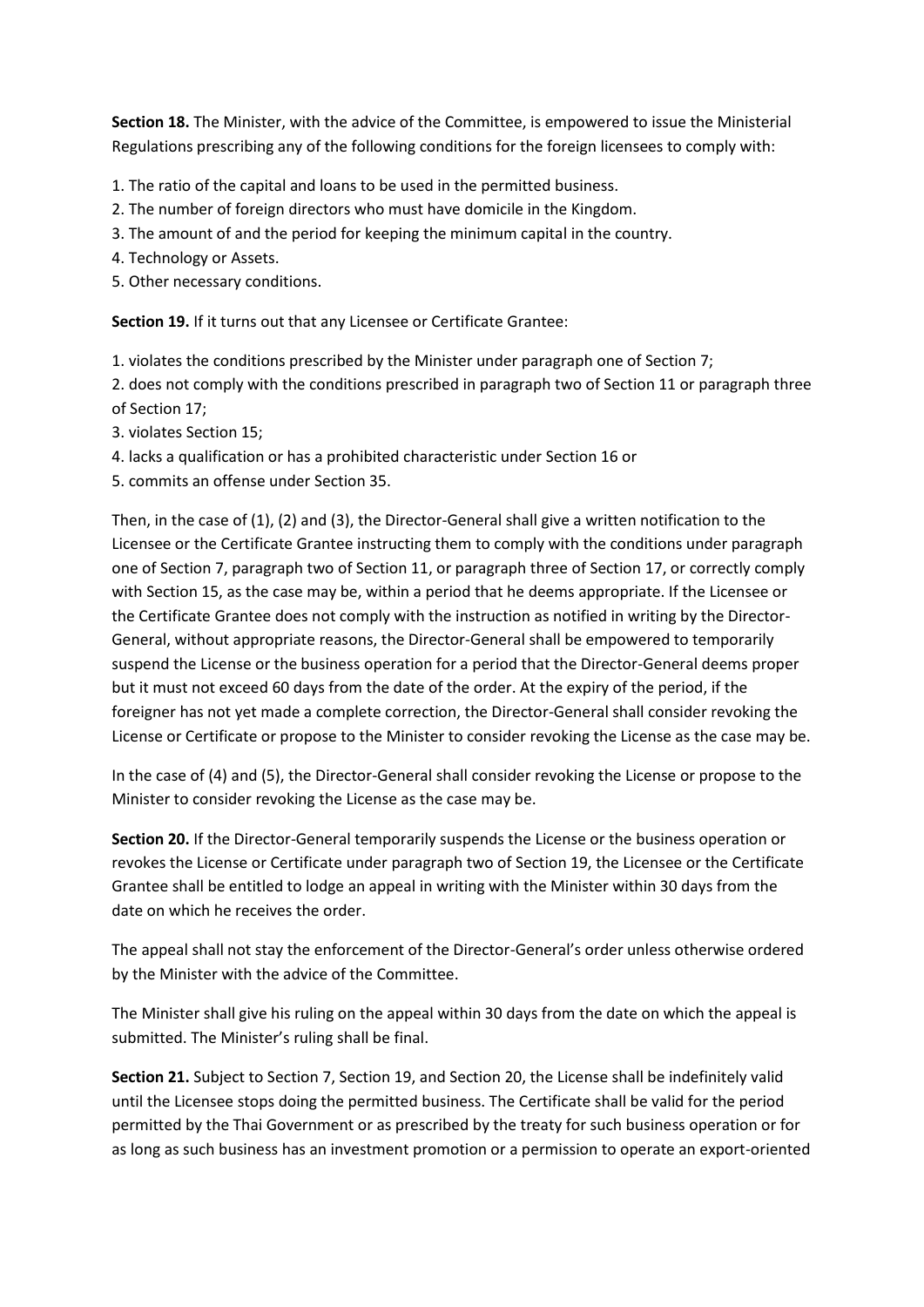**Section 18.** The Minister, with the advice of the Committee, is empowered to issue the Ministerial Regulations prescribing any of the following conditions for the foreign licensees to comply with:

1. The ratio of the capital and loans to be used in the permitted business.
2. The number of foreign directors who must have domicile in the Kingdom.
3. The amount of and the period for keeping the minimum capital in the country.
4. Technology or Assets.
5. Other necessary conditions.

**Section 19.** If it turns out that any Licensee or Certificate Grantee:

1. violates the conditions prescribed by the Minister under paragraph one of Section 7;
2. does not comply with the conditions prescribed in paragraph two of Section 11 or paragraph three of Section 17;
3. violates Section 15;
4. lacks a qualification or has a prohibited characteristic under Section 16 or
5. commits an offense under Section 35.

Then, in the case of (1), (2) and (3), the Director-General shall give a written notification to the Licensee or the Certificate Grantee instructing them to comply with the conditions under paragraph one of Section 7, paragraph two of Section 11, or paragraph three of Section 17, or correctly comply with Section 15, as the case may be, within a period that he deems appropriate. If the Licensee or the Certificate Grantee does not comply with the instruction as notified in writing by the Director-General, without appropriate reasons, the Director-General shall be empowered to temporarily suspend the License or the business operation for a period that the Director-General deems proper but it must not exceed 60 days from the date of the order. At the expiry of the period, if the foreigner has not yet made a complete correction, the Director-General shall consider revoking the License or Certificate or propose to the Minister to consider revoking the License as the case may be.

In the case of (4) and (5), the Director-General shall consider revoking the License or propose to the Minister to consider revoking the License as the case may be.

**Section 20.** If the Director-General temporarily suspends the License or the business operation or revokes the License or Certificate under paragraph two of Section 19, the Licensee or the Certificate Grantee shall be entitled to lodge an appeal in writing with the Minister within 30 days from the date on which he receives the order.

The appeal shall not stay the enforcement of the Director-General's order unless otherwise ordered by the Minister with the advice of the Committee.

The Minister shall give his ruling on the appeal within 30 days from the date on which the appeal is submitted. The Minister's ruling shall be final.

**Section 21.** Subject to Section 7, Section 19, and Section 20, the License shall be indefinitely valid until the Licensee stops doing the permitted business. The Certificate shall be valid for the period permitted by the Thai Government or as prescribed by the treaty for such business operation or for as long as such business has an investment promotion or a permission to operate an export-oriented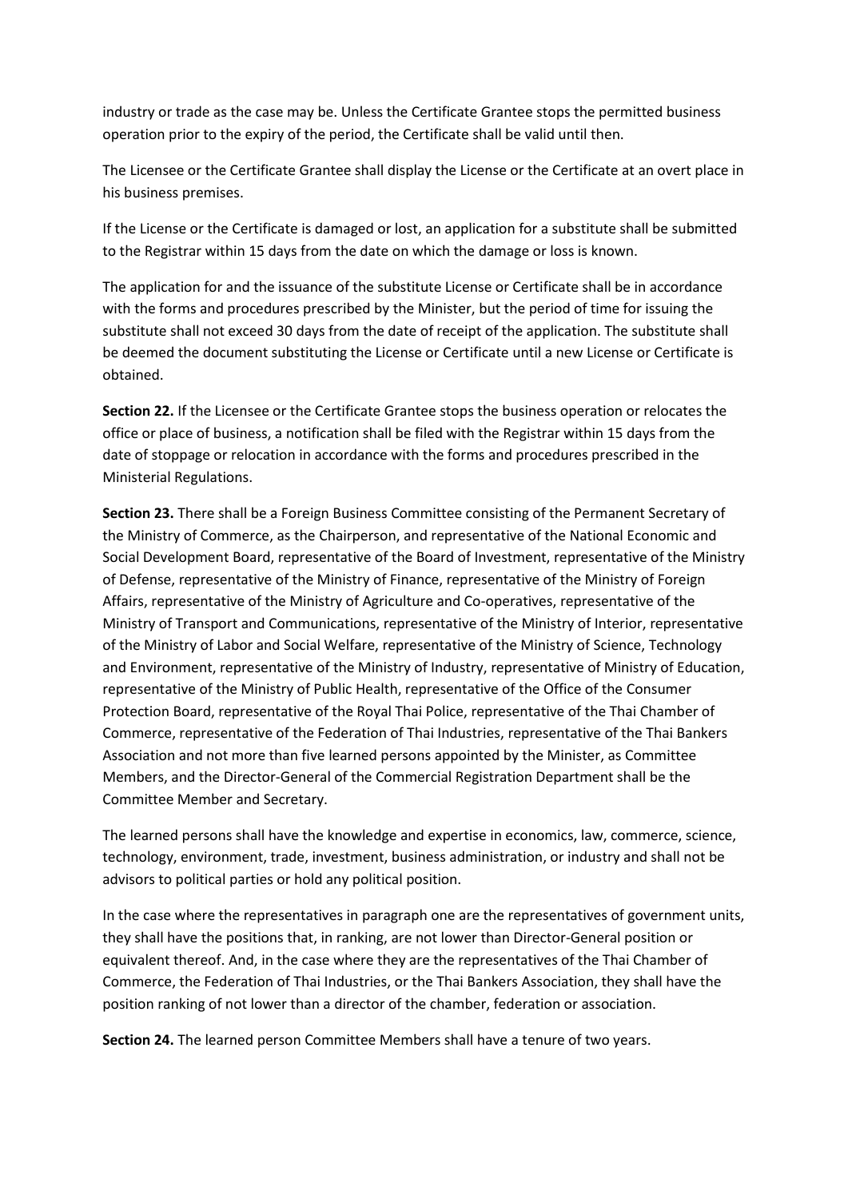industry or trade as the case may be. Unless the Certificate Grantee stops the permitted business operation prior to the expiry of the period, the Certificate shall be valid until then.

The Licensee or the Certificate Grantee shall display the License or the Certificate at an overt place in his business premises.

If the License or the Certificate is damaged or lost, an application for a substitute shall be submitted to the Registrar within 15 days from the date on which the damage or loss is known.

The application for and the issuance of the substitute License or Certificate shall be in accordance with the forms and procedures prescribed by the Minister, but the period of time for issuing the substitute shall not exceed 30 days from the date of receipt of the application. The substitute shall be deemed the document substituting the License or Certificate until a new License or Certificate is obtained.

**Section 22.** If the Licensee or the Certificate Grantee stops the business operation or relocates the office or place of business, a notification shall be filed with the Registrar within 15 days from the date of stoppage or relocation in accordance with the forms and procedures prescribed in the Ministerial Regulations.

**Section 23.** There shall be a Foreign Business Committee consisting of the Permanent Secretary of the Ministry of Commerce, as the Chairperson, and representative of the National Economic and Social Development Board, representative of the Board of Investment, representative of the Ministry of Defense, representative of the Ministry of Finance, representative of the Ministry of Foreign Affairs, representative of the Ministry of Agriculture and Co-operatives, representative of the Ministry of Transport and Communications, representative of the Ministry of Interior, representative of the Ministry of Labor and Social Welfare, representative of the Ministry of Science, Technology and Environment, representative of the Ministry of Industry, representative of Ministry of Education, representative of the Ministry of Public Health, representative of the Office of the Consumer Protection Board, representative of the Royal Thai Police, representative of the Thai Chamber of Commerce, representative of the Federation of Thai Industries, representative of the Thai Bankers Association and not more than five learned persons appointed by the Minister, as Committee Members, and the Director-General of the Commercial Registration Department shall be the Committee Member and Secretary.

The learned persons shall have the knowledge and expertise in economics, law, commerce, science, technology, environment, trade, investment, business administration, or industry and shall not be advisors to political parties or hold any political position.

In the case where the representatives in paragraph one are the representatives of government units, they shall have the positions that, in ranking, are not lower than Director-General position or equivalent thereof. And, in the case where they are the representatives of the Thai Chamber of Commerce, the Federation of Thai Industries, or the Thai Bankers Association, they shall have the position ranking of not lower than a director of the chamber, federation or association.

**Section 24.** The learned person Committee Members shall have a tenure of two years.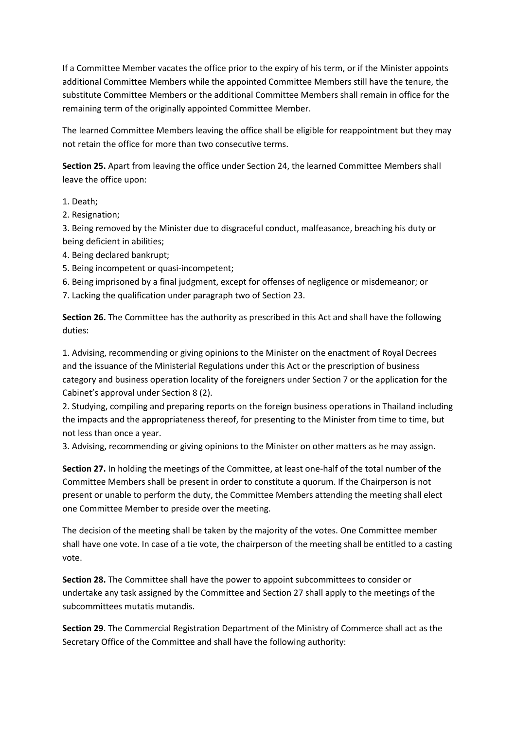If a Committee Member vacates the office prior to the expiry of his term, or if the Minister appoints additional Committee Members while the appointed Committee Members still have the tenure, the substitute Committee Members or the additional Committee Members shall remain in office for the remaining term of the originally appointed Committee Member.

The learned Committee Members leaving the office shall be eligible for reappointment but they may not retain the office for more than two consecutive terms.

**Section 25.** Apart from leaving the office under Section 24, the learned Committee Members shall leave the office upon:

1. Death;
2. Resignation;
3. Being removed by the Minister due to disgraceful conduct, malfeasance, breaching his duty or being deficient in abilities;
4. Being declared bankrupt;
5. Being incompetent or quasi-incompetent;
6. Being imprisoned by a final judgment, except for offenses of negligence or misdemeanor; or
7. Lacking the qualification under paragraph two of Section 23.

**Section 26.** The Committee has the authority as prescribed in this Act and shall have the following duties:

1. Advising, recommending or giving opinions to the Minister on the enactment of Royal Decrees and the issuance of the Ministerial Regulations under this Act or the prescription of business category and business operation locality of the foreigners under Section 7 or the application for the Cabinet's approval under Section 8 (2).
2. Studying, compiling and preparing reports on the foreign business operations in Thailand including the impacts and the appropriateness thereof, for presenting to the Minister from time to time, but not less than once a year.
3. Advising, recommending or giving opinions to the Minister on other matters as he may assign.

**Section 27.** In holding the meetings of the Committee, at least one-half of the total number of the Committee Members shall be present in order to constitute a quorum. If the Chairperson is not present or unable to perform the duty, the Committee Members attending the meeting shall elect one Committee Member to preside over the meeting.

The decision of the meeting shall be taken by the majority of the votes. One Committee member shall have one vote. In case of a tie vote, the chairperson of the meeting shall be entitled to a casting vote.

**Section 28.** The Committee shall have the power to appoint subcommittees to consider or undertake any task assigned by the Committee and Section 27 shall apply to the meetings of the subcommittees mutatis mutandis.

**Section 29**. The Commercial Registration Department of the Ministry of Commerce shall act as the Secretary Office of the Committee and shall have the following authority: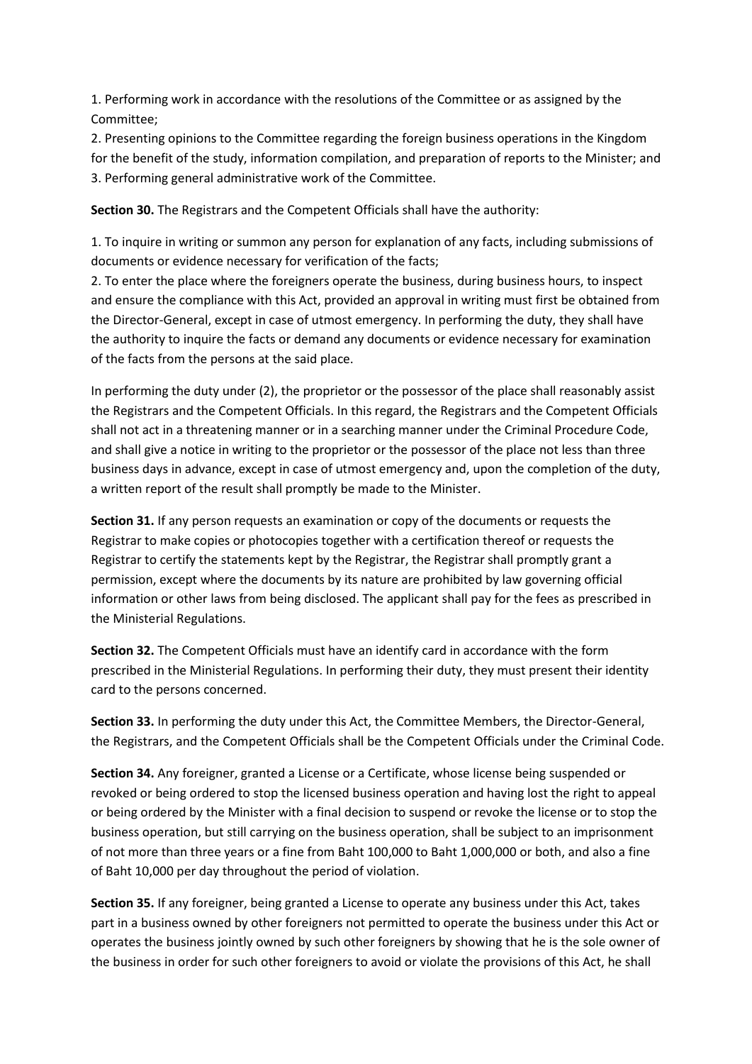1. Performing work in accordance with the resolutions of the Committee or as assigned by the Committee;
2. Presenting opinions to the Committee regarding the foreign business operations in the Kingdom for the benefit of the study, information compilation, and preparation of reports to the Minister; and
3. Performing general administrative work of the Committee.

**Section 30.** The Registrars and the Competent Officials shall have the authority:

1. To inquire in writing or summon any person for explanation of any facts, including submissions of documents or evidence necessary for verification of the facts;
2. To enter the place where the foreigners operate the business, during business hours, to inspect and ensure the compliance with this Act, provided an approval in writing must first be obtained from the Director-General, except in case of utmost emergency. In performing the duty, they shall have the authority to inquire the facts or demand any documents or evidence necessary for examination of the facts from the persons at the said place.

In performing the duty under (2), the proprietor or the possessor of the place shall reasonably assist the Registrars and the Competent Officials. In this regard, the Registrars and the Competent Officials shall not act in a threatening manner or in a searching manner under the Criminal Procedure Code, and shall give a notice in writing to the proprietor or the possessor of the place not less than three business days in advance, except in case of utmost emergency and, upon the completion of the duty, a written report of the result shall promptly be made to the Minister.

**Section 31.** If any person requests an examination or copy of the documents or requests the Registrar to make copies or photocopies together with a certification thereof or requests the Registrar to certify the statements kept by the Registrar, the Registrar shall promptly grant a permission, except where the documents by its nature are prohibited by law governing official information or other laws from being disclosed. The applicant shall pay for the fees as prescribed in the Ministerial Regulations.

**Section 32.** The Competent Officials must have an identify card in accordance with the form prescribed in the Ministerial Regulations. In performing their duty, they must present their identity card to the persons concerned.

**Section 33.** In performing the duty under this Act, the Committee Members, the Director-General, the Registrars, and the Competent Officials shall be the Competent Officials under the Criminal Code.

**Section 34.** Any foreigner, granted a License or a Certificate, whose license being suspended or revoked or being ordered to stop the licensed business operation and having lost the right to appeal or being ordered by the Minister with a final decision to suspend or revoke the license or to stop the business operation, but still carrying on the business operation, shall be subject to an imprisonment of not more than three years or a fine from Baht 100,000 to Baht 1,000,000 or both, and also a fine of Baht 10,000 per day throughout the period of violation.

**Section 35.** If any foreigner, being granted a License to operate any business under this Act, takes part in a business owned by other foreigners not permitted to operate the business under this Act or operates the business jointly owned by such other foreigners by showing that he is the sole owner of the business in order for such other foreigners to avoid or violate the provisions of this Act, he shall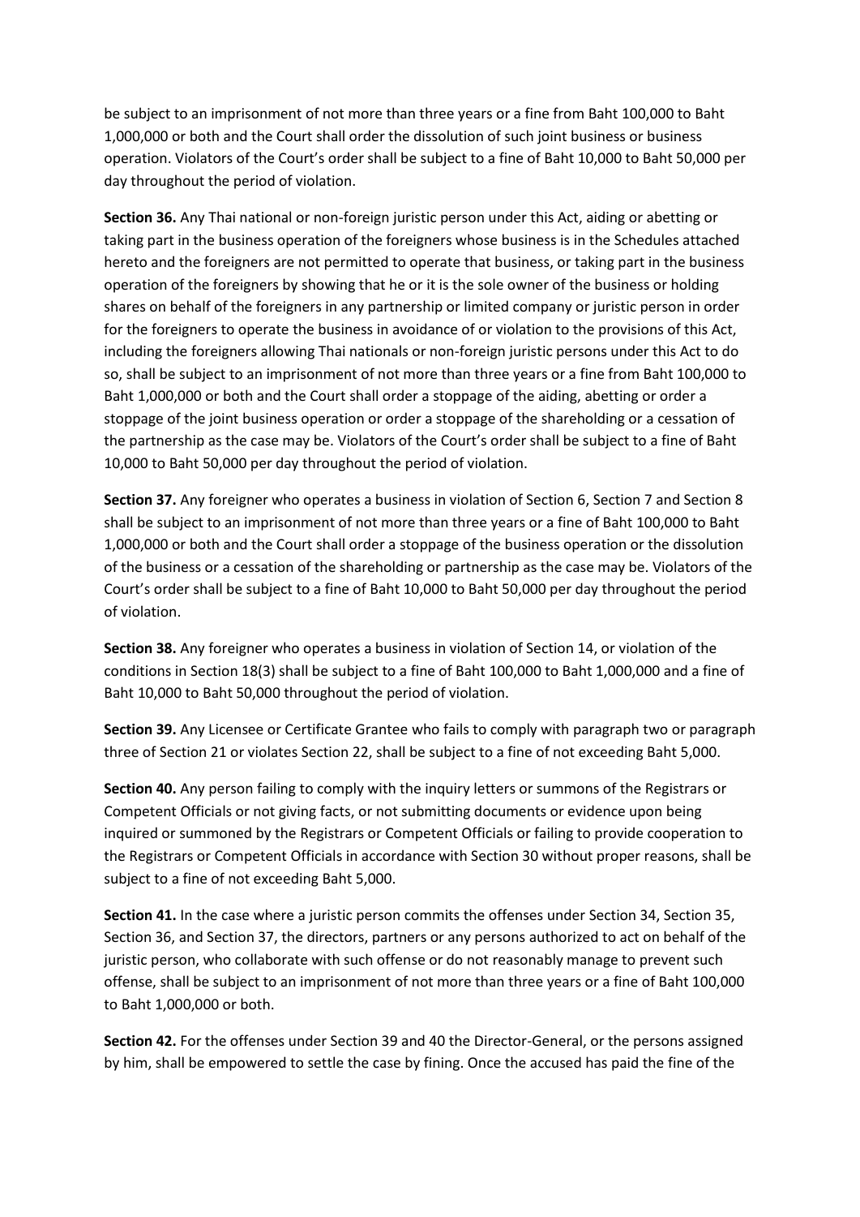be subject to an imprisonment of not more than three years or a fine from Baht 100,000 to Baht 1,000,000 or both and the Court shall order the dissolution of such joint business or business operation. Violators of the Court's order shall be subject to a fine of Baht 10,000 to Baht 50,000 per day throughout the period of violation.

**Section 36.** Any Thai national or non-foreign juristic person under this Act, aiding or abetting or taking part in the business operation of the foreigners whose business is in the Schedules attached hereto and the foreigners are not permitted to operate that business, or taking part in the business operation of the foreigners by showing that he or it is the sole owner of the business or holding shares on behalf of the foreigners in any partnership or limited company or juristic person in order for the foreigners to operate the business in avoidance of or violation to the provisions of this Act, including the foreigners allowing Thai nationals or non-foreign juristic persons under this Act to do so, shall be subject to an imprisonment of not more than three years or a fine from Baht 100,000 to Baht 1,000,000 or both and the Court shall order a stoppage of the aiding, abetting or order a stoppage of the joint business operation or order a stoppage of the shareholding or a cessation of the partnership as the case may be. Violators of the Court's order shall be subject to a fine of Baht 10,000 to Baht 50,000 per day throughout the period of violation.

**Section 37.** Any foreigner who operates a business in violation of Section 6, Section 7 and Section 8 shall be subject to an imprisonment of not more than three years or a fine of Baht 100,000 to Baht 1,000,000 or both and the Court shall order a stoppage of the business operation or the dissolution of the business or a cessation of the shareholding or partnership as the case may be. Violators of the Court's order shall be subject to a fine of Baht 10,000 to Baht 50,000 per day throughout the period of violation.

**Section 38.** Any foreigner who operates a business in violation of Section 14, or violation of the conditions in Section 18(3) shall be subject to a fine of Baht 100,000 to Baht 1,000,000 and a fine of Baht 10,000 to Baht 50,000 throughout the period of violation.

**Section 39.** Any Licensee or Certificate Grantee who fails to comply with paragraph two or paragraph three of Section 21 or violates Section 22, shall be subject to a fine of not exceeding Baht 5,000.

**Section 40.** Any person failing to comply with the inquiry letters or summons of the Registrars or Competent Officials or not giving facts, or not submitting documents or evidence upon being inquired or summoned by the Registrars or Competent Officials or failing to provide cooperation to the Registrars or Competent Officials in accordance with Section 30 without proper reasons, shall be subject to a fine of not exceeding Baht 5,000.

**Section 41.** In the case where a juristic person commits the offenses under Section 34, Section 35, Section 36, and Section 37, the directors, partners or any persons authorized to act on behalf of the juristic person, who collaborate with such offense or do not reasonably manage to prevent such offense, shall be subject to an imprisonment of not more than three years or a fine of Baht 100,000 to Baht 1,000,000 or both.

**Section 42.** For the offenses under Section 39 and 40 the Director-General, or the persons assigned by him, shall be empowered to settle the case by fining. Once the accused has paid the fine of the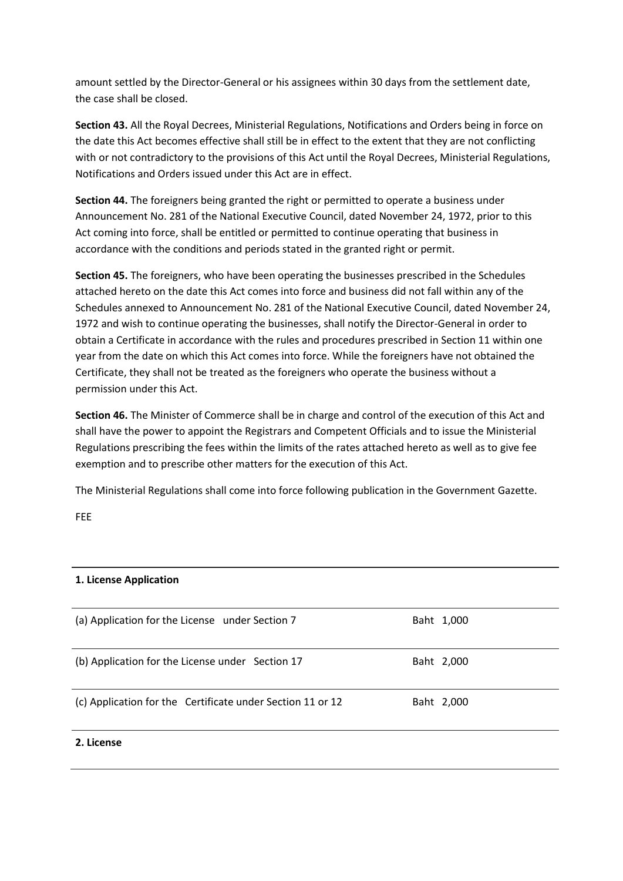amount settled by the Director-General or his assignees within 30 days from the settlement date, the case shall be closed.

**Section 43.** All the Royal Decrees, Ministerial Regulations, Notifications and Orders being in force on the date this Act becomes effective shall still be in effect to the extent that they are not conflicting with or not contradictory to the provisions of this Act until the Royal Decrees, Ministerial Regulations, Notifications and Orders issued under this Act are in effect.

**Section 44.** The foreigners being granted the right or permitted to operate a business under Announcement No. 281 of the National Executive Council, dated November 24, 1972, prior to this Act coming into force, shall be entitled or permitted to continue operating that business in accordance with the conditions and periods stated in the granted right or permit.

**Section 45.** The foreigners, who have been operating the businesses prescribed in the Schedules attached hereto on the date this Act comes into force and business did not fall within any of the Schedules annexed to Announcement No. 281 of the National Executive Council, dated November 24, 1972 and wish to continue operating the businesses, shall notify the Director-General in order to obtain a Certificate in accordance with the rules and procedures prescribed in Section 11 within one year from the date on which this Act comes into force. While the foreigners have not obtained the Certificate, they shall not be treated as the foreigners who operate the business without a permission under this Act.

**Section 46.** The Minister of Commerce shall be in charge and control of the execution of this Act and shall have the power to appoint the Registrars and Competent Officials and to issue the Ministerial Regulations prescribing the fees within the limits of the rates attached hereto as well as to give fee exemption and to prescribe other matters for the execution of this Act.

The Ministerial Regulations shall come into force following publication in the Government Gazette.

FEE

| **1. License Application** | |
|---|---|
| (a) Application for the License under Section 7 | Baht 1,000 |
| (b) Application for the License under Section 17 | Baht 2,000 |
| (c) Application for the Certificate under Section 11 or 12 | Baht 2,000 |
| **2. License** | |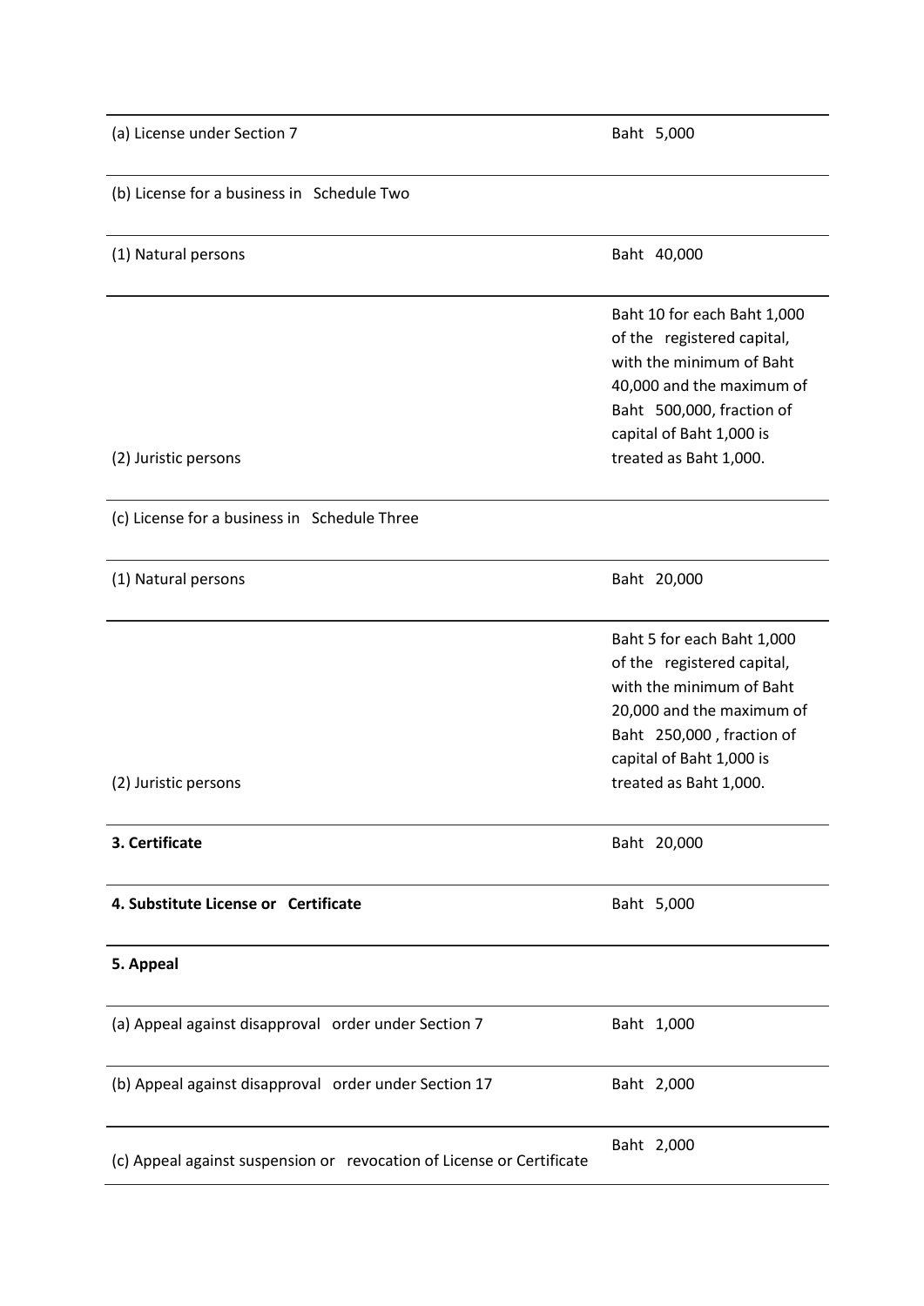| | |
|---|---|
| (a) License under Section 7 | Baht 5,000 |
| (b) License for a business in Schedule Two | |
| (1) Natural persons | Baht 40,000 |
| (2) Juristic persons | Baht 10 for each Baht 1,000 of the registered capital, with the minimum of Baht 40,000 and the maximum of Baht 500,000, fraction of capital of Baht 1,000 is treated as Baht 1,000. |
| (c) License for a business in Schedule Three | |
| (1) Natural persons | Baht 20,000 |
| (2) Juristic persons | Baht 5 for each Baht 1,000 of the registered capital, with the minimum of Baht 20,000 and the maximum of Baht 250,000 , fraction of capital of Baht 1,000 is treated as Baht 1,000. |
| **3. Certificate** | Baht 20,000 |
| **4. Substitute License or Certificate** | Baht 5,000 |
| **5. Appeal** | |
| (a) Appeal against disapproval order under Section 7 | Baht 1,000 |
| (b) Appeal against disapproval order under Section 17 | Baht 2,000 |
| (c) Appeal against suspension or revocation of License or Certificate | Baht 2,000 |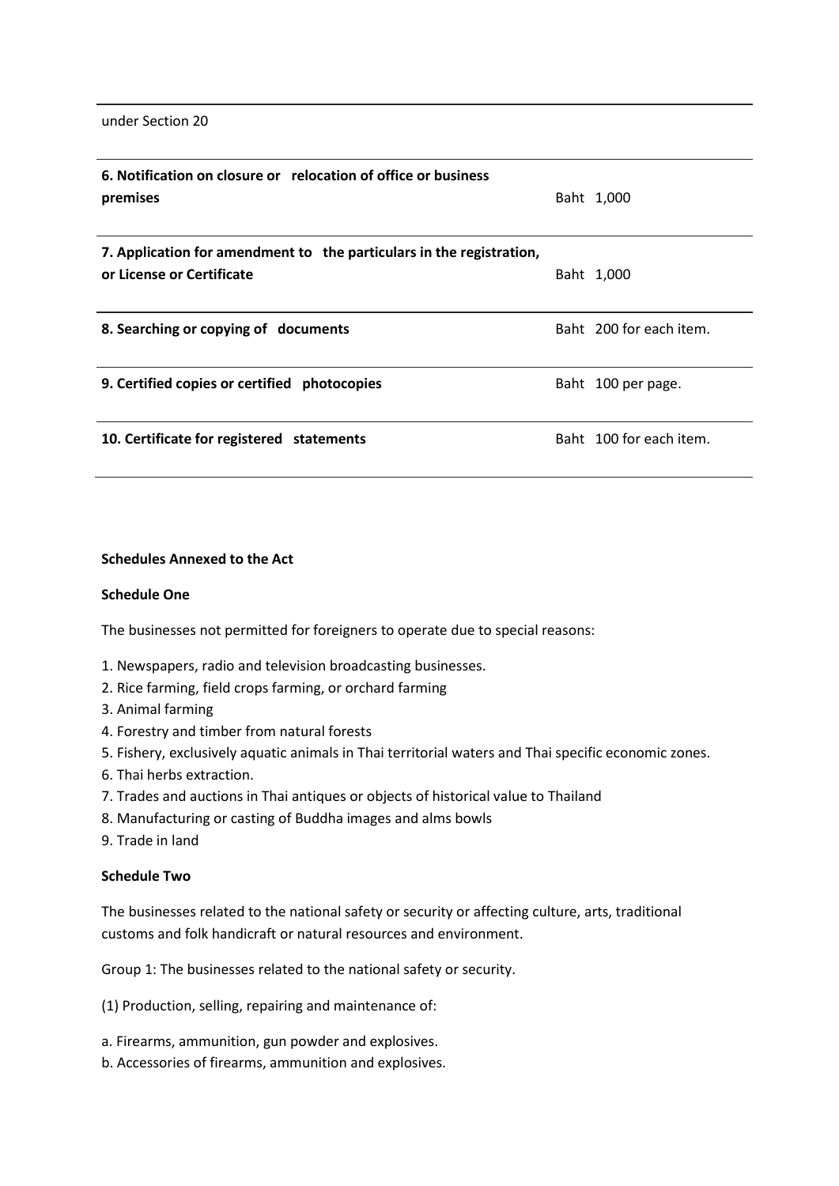| | |
|---|---|
| under Section 20 | |
| **6. Notification on closure or relocation of office or business premises** | Baht 1,000 |
| **7. Application for amendment to the particulars in the registration, or License or Certificate** | Baht 1,000 |
| **8. Searching or copying of documents** | Baht 200 for each item. |
| **9. Certified copies or certified photocopies** | Baht 100 per page. |
| **10. Certificate for registered statements** | Baht 100 for each item. |

**Schedules Annexed to the Act**

**Schedule One**

The businesses not permitted for foreigners to operate due to special reasons:

1. Newspapers, radio and television broadcasting businesses.
2. Rice farming, field crops farming, or orchard farming
3. Animal farming
4. Forestry and timber from natural forests
5. Fishery, exclusively aquatic animals in Thai territorial waters and Thai specific economic zones.
6. Thai herbs extraction.
7. Trades and auctions in Thai antiques or objects of historical value to Thailand
8. Manufacturing or casting of Buddha images and alms bowls
9. Trade in land

**Schedule Two**

The businesses related to the national safety or security or affecting culture, arts, traditional customs and folk handicraft or natural resources and environment.

Group 1: The businesses related to the national safety or security.

(1) Production, selling, repairing and maintenance of:

a. Firearms, ammunition, gun powder and explosives.
b. Accessories of firearms, ammunition and explosives.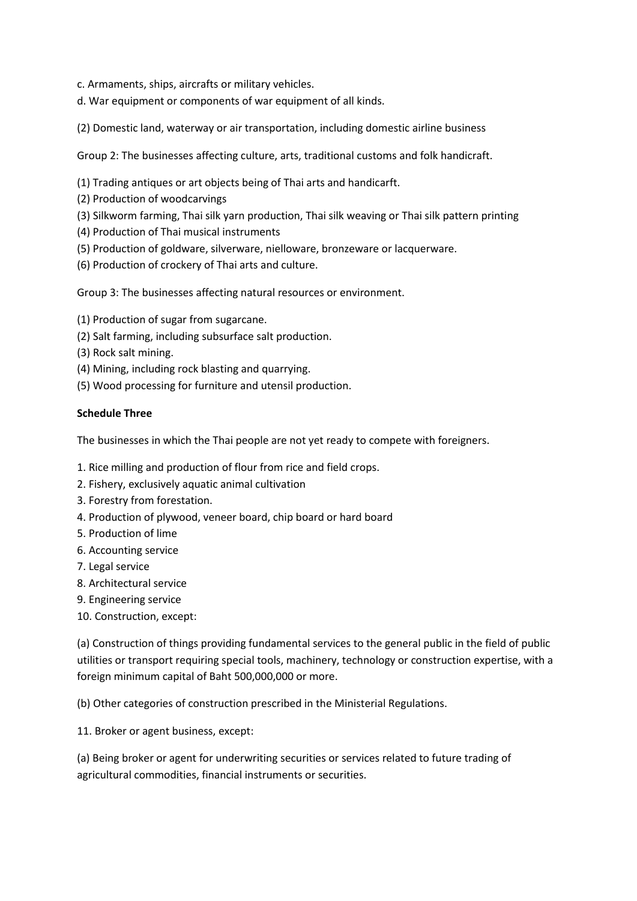c. Armaments, ships, aircrafts or military vehicles.
d. War equipment or components of war equipment of all kinds.

(2) Domestic land, waterway or air transportation, including domestic airline business

Group 2: The businesses affecting culture, arts, traditional customs and folk handicraft.

(1) Trading antiques or art objects being of Thai arts and handicarft.
(2) Production of woodcarvings
(3) Silkworm farming, Thai silk yarn production, Thai silk weaving or Thai silk pattern printing
(4) Production of Thai musical instruments
(5) Production of goldware, silverware, nielloware, bronzeware or lacquerware.
(6) Production of crockery of Thai arts and culture.

Group 3: The businesses affecting natural resources or environment.

(1) Production of sugar from sugarcane.
(2) Salt farming, including subsurface salt production.
(3) Rock salt mining.
(4) Mining, including rock blasting and quarrying.
(5) Wood processing for furniture and utensil production.

**Schedule Three**

The businesses in which the Thai people are not yet ready to compete with foreigners.

1. Rice milling and production of flour from rice and field crops.
2. Fishery, exclusively aquatic animal cultivation
3. Forestry from forestation.
4. Production of plywood, veneer board, chip board or hard board
5. Production of lime
6. Accounting service
7. Legal service
8. Architectural service
9. Engineering service
10. Construction, except:

(a) Construction of things providing fundamental services to the general public in the field of public utilities or transport requiring special tools, machinery, technology or construction expertise, with a foreign minimum capital of Baht 500,000,000 or more.

(b) Other categories of construction prescribed in the Ministerial Regulations.

11. Broker or agent business, except:

(a) Being broker or agent for underwriting securities or services related to future trading of agricultural commodities, financial instruments or securities.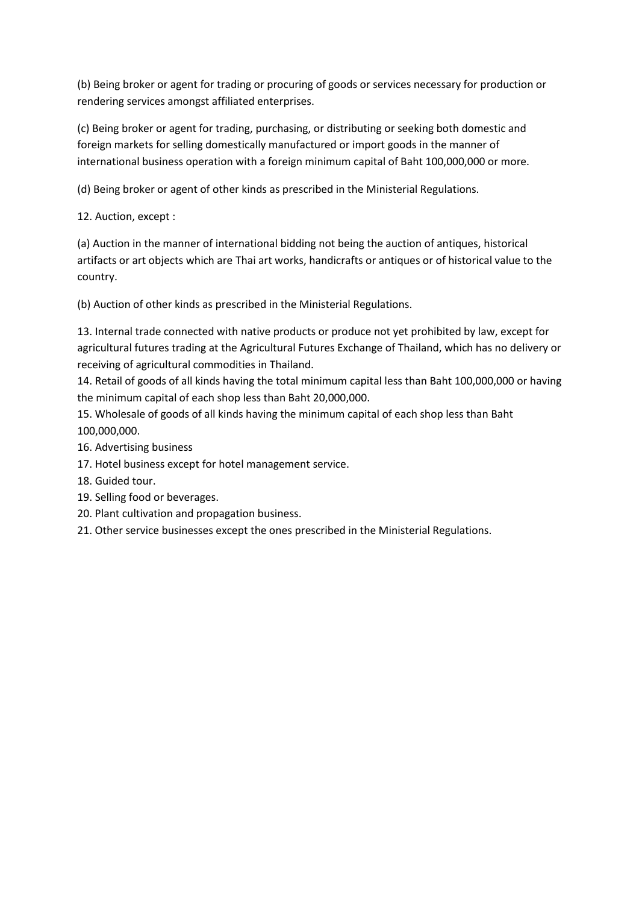(b) Being broker or agent for trading or procuring of goods or services necessary for production or rendering services amongst affiliated enterprises.

(c) Being broker or agent for trading, purchasing, or distributing or seeking both domestic and foreign markets for selling domestically manufactured or import goods in the manner of international business operation with a foreign minimum capital of Baht 100,000,000 or more.

(d) Being broker or agent of other kinds as prescribed in the Ministerial Regulations.

12. Auction, except :

(a) Auction in the manner of international bidding not being the auction of antiques, historical artifacts or art objects which are Thai art works, handicrafts or antiques or of historical value to the country.

(b) Auction of other kinds as prescribed in the Ministerial Regulations.

13. Internal trade connected with native products or produce not yet prohibited by law, except for agricultural futures trading at the Agricultural Futures Exchange of Thailand, which has no delivery or receiving of agricultural commodities in Thailand.
14. Retail of goods of all kinds having the total minimum capital less than Baht 100,000,000 or having the minimum capital of each shop less than Baht 20,000,000.
15. Wholesale of goods of all kinds having the minimum capital of each shop less than Baht 100,000,000.
16. Advertising business
17. Hotel business except for hotel management service.
18. Guided tour.
19. Selling food or beverages.
20. Plant cultivation and propagation business.
21. Other service businesses except the ones prescribed in the Ministerial Regulations.